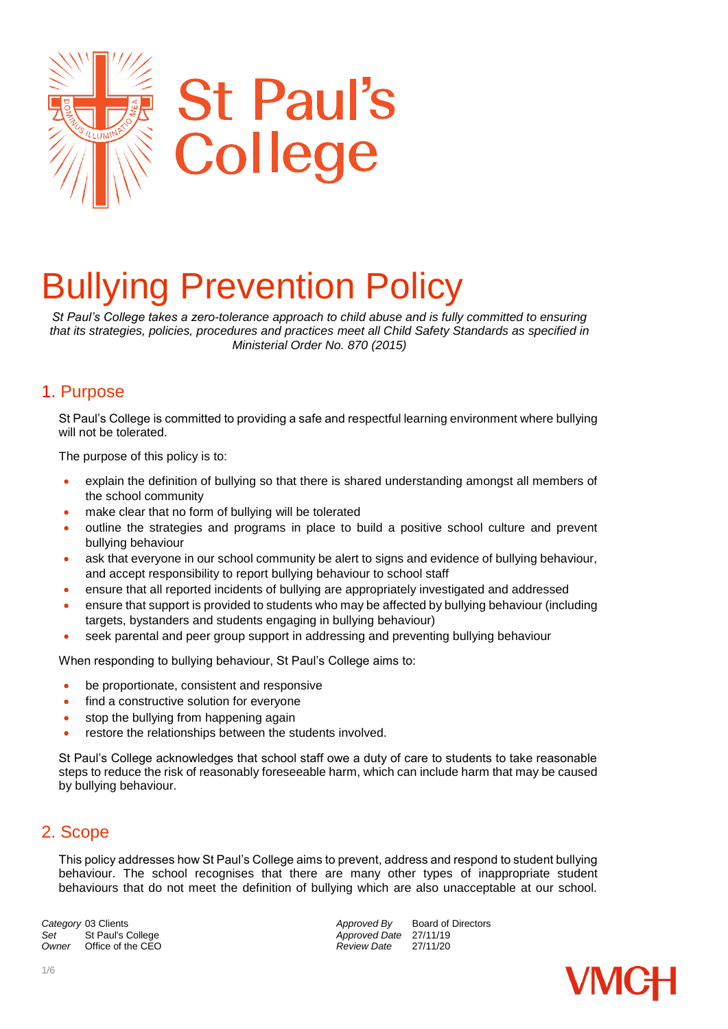St Paul's College

# Bullying Prevention Policy

*St Paul's College takes a zero-tolerance approach to child abuse and is fully committed to ensuring that its strategies, policies, procedures and practices meet all Child Safety Standards as specified in Ministerial Order No. 870 (2015)*

## 1. Purpose

St Paul's College is committed to providing a safe and respectful learning environment where bullying will not be tolerated.

The purpose of this policy is to:

- explain the definition of bullying so that there is shared understanding amongst all members of the school community
- make clear that no form of bullying will be tolerated
- outline the strategies and programs in place to build a positive school culture and prevent bullying behaviour
- ask that everyone in our school community be alert to signs and evidence of bullying behaviour, and accept responsibility to report bullying behaviour to school staff
- ensure that all reported incidents of bullying are appropriately investigated and addressed
- ensure that support is provided to students who may be affected by bullying behaviour (including targets, bystanders and students engaging in bullying behaviour)
- seek parental and peer group support in addressing and preventing bullying behaviour

When responding to bullying behaviour, St Paul's College aims to:

- be proportionate, consistent and responsive
- find a constructive solution for everyone
- stop the bullying from happening again
- restore the relationships between the students involved.

St Paul's College acknowledges that school staff owe a duty of care to students to take reasonable steps to reduce the risk of reasonably foreseeable harm, which can include harm that may be caused by bullying behaviour.

## 2. Scope

This policy addresses how St Paul's College aims to prevent, address and respond to student bullying behaviour. The school recognises that there are many other types of inappropriate student behaviours that do not meet the definition of bullying which are also unacceptable at our school.

| | | | |
|---|---|---|---|
| *Category* | 03 Clients | *Approved By* | Board of Directors |
| *Set* | St Paul's College | *Approved Date* | 27/11/19 |
| *Owner* | Office of the CEO | *Review Date* | 27/11/20 |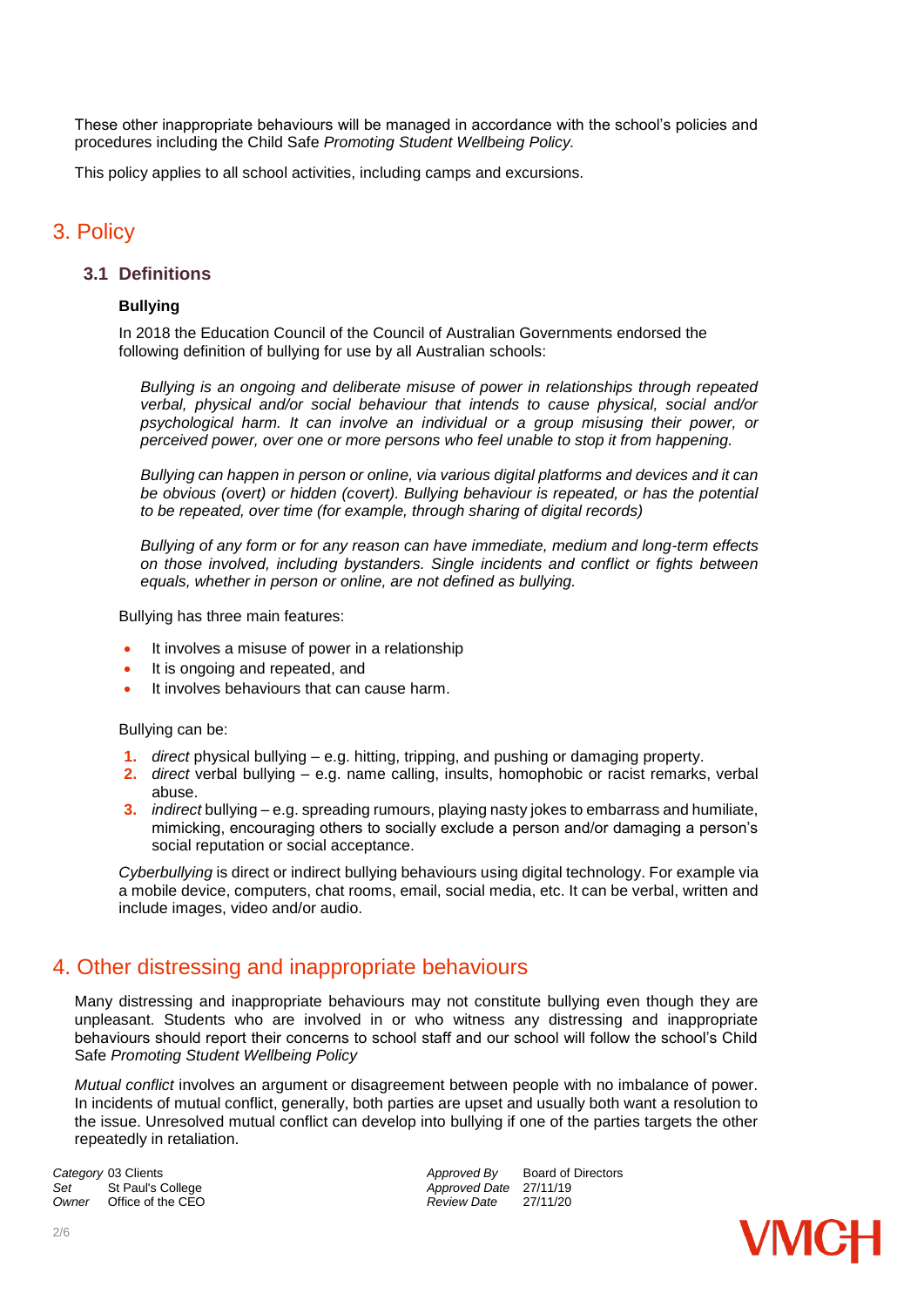These other inappropriate behaviours will be managed in accordance with the school's policies and procedures including the Child Safe *Promoting Student Wellbeing Policy.*

This policy applies to all school activities, including camps and excursions.

# 3. Policy

## 3.1 Definitions

**Bullying**

In 2018 the Education Council of the Council of Australian Governments endorsed the following definition of bullying for use by all Australian schools:

> *Bullying is an ongoing and deliberate misuse of power in relationships through repeated verbal, physical and/or social behaviour that intends to cause physical, social and/or psychological harm. It can involve an individual or a group misusing their power, or perceived power, over one or more persons who feel unable to stop it from happening.*
>
> *Bullying can happen in person or online, via various digital platforms and devices and it can be obvious (overt) or hidden (covert). Bullying behaviour is repeated, or has the potential to be repeated, over time (for example, through sharing of digital records)*
>
> *Bullying of any form or for any reason can have immediate, medium and long-term effects on those involved, including bystanders. Single incidents and conflict or fights between equals, whether in person or online, are not defined as bullying.*

Bullying has three main features:

- It involves a misuse of power in a relationship
- It is ongoing and repeated, and
- It involves behaviours that can cause harm.

Bullying can be:

1. *direct* physical bullying – e.g. hitting, tripping, and pushing or damaging property.
2. *direct* verbal bullying – e.g. name calling, insults, homophobic or racist remarks, verbal abuse.
3. *indirect* bullying – e.g. spreading rumours, playing nasty jokes to embarrass and humiliate, mimicking, encouraging others to socially exclude a person and/or damaging a person's social reputation or social acceptance.

*Cyberbullying* is direct or indirect bullying behaviours using digital technology. For example via a mobile device, computers, chat rooms, email, social media, etc. It can be verbal, written and include images, video and/or audio.

# 4. Other distressing and inappropriate behaviours

Many distressing and inappropriate behaviours may not constitute bullying even though they are unpleasant. Students who are involved in or who witness any distressing and inappropriate behaviours should report their concerns to school staff and our school will follow the school's Child Safe *Promoting Student Wellbeing Policy*

*Mutual conflict* involves an argument or disagreement between people with no imbalance of power. In incidents of mutual conflict, generally, both parties are upset and usually both want a resolution to the issue. Unresolved mutual conflict can develop into bullying if one of the parties targets the other repeatedly in retaliation.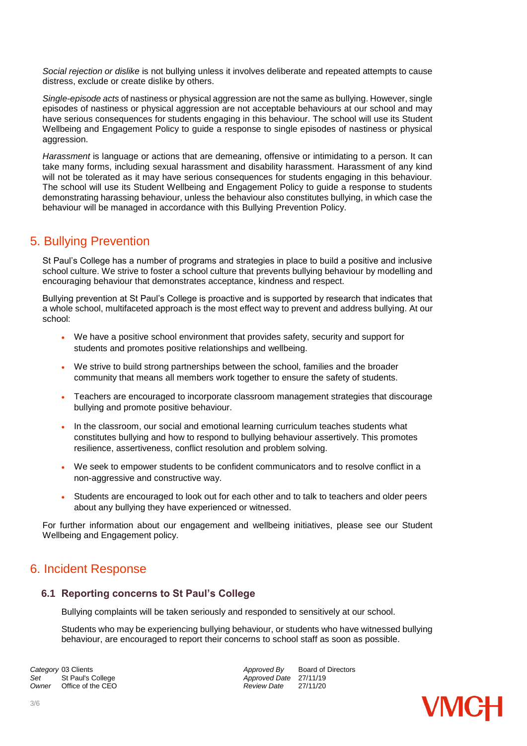*Social rejection or dislike* is not bullying unless it involves deliberate and repeated attempts to cause distress, exclude or create dislike by others.

*Single-episode acts* of nastiness or physical aggression are not the same as bullying. However, single episodes of nastiness or physical aggression are not acceptable behaviours at our school and may have serious consequences for students engaging in this behaviour. The school will use its Student Wellbeing and Engagement Policy to guide a response to single episodes of nastiness or physical aggression.

*Harassment* is language or actions that are demeaning, offensive or intimidating to a person. It can take many forms, including sexual harassment and disability harassment. Harassment of any kind will not be tolerated as it may have serious consequences for students engaging in this behaviour. The school will use its Student Wellbeing and Engagement Policy to guide a response to students demonstrating harassing behaviour, unless the behaviour also constitutes bullying, in which case the behaviour will be managed in accordance with this Bullying Prevention Policy.

## 5. Bullying Prevention

St Paul's College has a number of programs and strategies in place to build a positive and inclusive school culture. We strive to foster a school culture that prevents bullying behaviour by modelling and encouraging behaviour that demonstrates acceptance, kindness and respect.

Bullying prevention at St Paul's College is proactive and is supported by research that indicates that a whole school, multifaceted approach is the most effect way to prevent and address bullying. At our school:

- We have a positive school environment that provides safety, security and support for students and promotes positive relationships and wellbeing.
- We strive to build strong partnerships between the school, families and the broader community that means all members work together to ensure the safety of students.
- Teachers are encouraged to incorporate classroom management strategies that discourage bullying and promote positive behaviour.
- In the classroom, our social and emotional learning curriculum teaches students what constitutes bullying and how to respond to bullying behaviour assertively. This promotes resilience, assertiveness, conflict resolution and problem solving.
- We seek to empower students to be confident communicators and to resolve conflict in a non-aggressive and constructive way.
- Students are encouraged to look out for each other and to talk to teachers and older peers about any bullying they have experienced or witnessed.

For further information about our engagement and wellbeing initiatives, please see our Student Wellbeing and Engagement policy.

## 6. Incident Response

### 6.1 Reporting concerns to St Paul's College

Bullying complaints will be taken seriously and responded to sensitively at our school.

Students who may be experiencing bullying behaviour, or students who have witnessed bullying behaviour, are encouraged to report their concerns to school staff as soon as possible.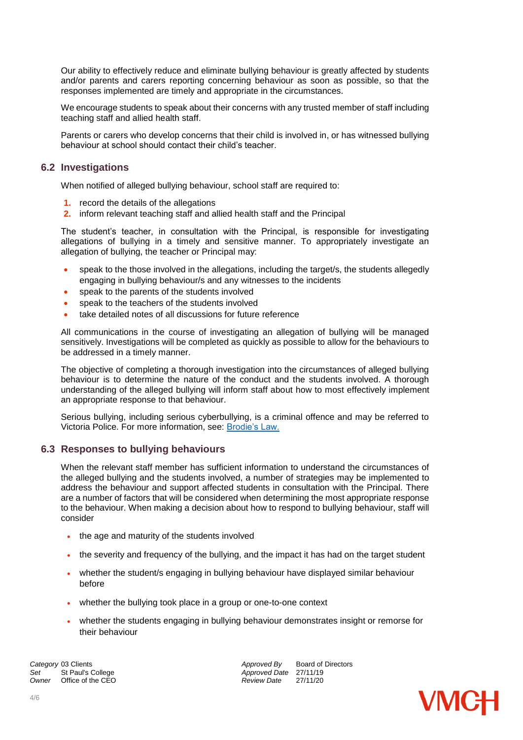Our ability to effectively reduce and eliminate bullying behaviour is greatly affected by students and/or parents and carers reporting concerning behaviour as soon as possible, so that the responses implemented are timely and appropriate in the circumstances.

We encourage students to speak about their concerns with any trusted member of staff including teaching staff and allied health staff.

Parents or carers who develop concerns that their child is involved in, or has witnessed bullying behaviour at school should contact their child's teacher.

## 6.2 Investigations

When notified of alleged bullying behaviour, school staff are required to:

1. record the details of the allegations
2. inform relevant teaching staff and allied health staff and the Principal

The student's teacher, in consultation with the Principal, is responsible for investigating allegations of bullying in a timely and sensitive manner. To appropriately investigate an allegation of bullying, the teacher or Principal may:

- speak to the those involved in the allegations, including the target/s, the students allegedly engaging in bullying behaviour/s and any witnesses to the incidents
- speak to the parents of the students involved
- speak to the teachers of the students involved
- take detailed notes of all discussions for future reference

All communications in the course of investigating an allegation of bullying will be managed sensitively. Investigations will be completed as quickly as possible to allow for the behaviours to be addressed in a timely manner.

The objective of completing a thorough investigation into the circumstances of alleged bullying behaviour is to determine the nature of the conduct and the students involved. A thorough understanding of the alleged bullying will inform staff about how to most effectively implement an appropriate response to that behaviour.

Serious bullying, including serious cyberbullying, is a criminal offence and may be referred to Victoria Police. For more information, see: [Brodie's Law.]()

## 6.3 Responses to bullying behaviours

When the relevant staff member has sufficient information to understand the circumstances of the alleged bullying and the students involved, a number of strategies may be implemented to address the behaviour and support affected students in consultation with the Principal. There are a number of factors that will be considered when determining the most appropriate response to the behaviour. When making a decision about how to respond to bullying behaviour, staff will consider

- the age and maturity of the students involved
- the severity and frequency of the bullying, and the impact it has had on the target student
- whether the student/s engaging in bullying behaviour have displayed similar behaviour before
- whether the bullying took place in a group or one-to-one context
- whether the students engaging in bullying behaviour demonstrates insight or remorse for their behaviour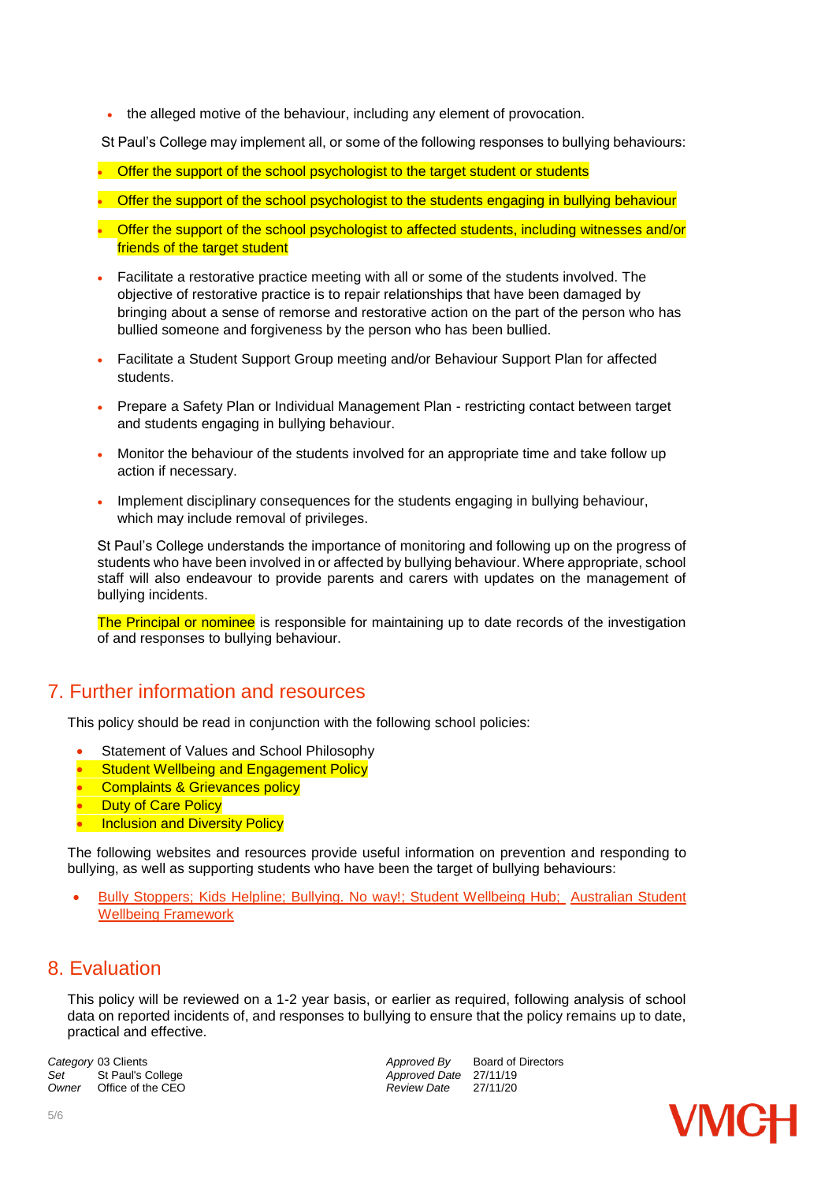- the alleged motive of the behaviour, including any element of provocation.

St Paul's College may implement all, or some of the following responses to bullying behaviours:

- Offer the support of the school psychologist to the target student or students
- Offer the support of the school psychologist to the students engaging in bullying behaviour
- Offer the support of the school psychologist to affected students, including witnesses and/or friends of the target student
- Facilitate a restorative practice meeting with all or some of the students involved. The objective of restorative practice is to repair relationships that have been damaged by bringing about a sense of remorse and restorative action on the part of the person who has bullied someone and forgiveness by the person who has been bullied.
- Facilitate a Student Support Group meeting and/or Behaviour Support Plan for affected students.
- Prepare a Safety Plan or Individual Management Plan - restricting contact between target and students engaging in bullying behaviour.
- Monitor the behaviour of the students involved for an appropriate time and take follow up action if necessary.
- Implement disciplinary consequences for the students engaging in bullying behaviour, which may include removal of privileges.

St Paul's College understands the importance of monitoring and following up on the progress of students who have been involved in or affected by bullying behaviour. Where appropriate, school staff will also endeavour to provide parents and carers with updates on the management of bullying incidents.

The Principal or nominee is responsible for maintaining up to date records of the investigation of and responses to bullying behaviour.

## 7. Further information and resources

This policy should be read in conjunction with the following school policies:

- Statement of Values and School Philosophy
- Student Wellbeing and Engagement Policy
- Complaints & Grievances policy
- Duty of Care Policy
- Inclusion and Diversity Policy

The following websites and resources provide useful information on prevention and responding to bullying, as well as supporting students who have been the target of bullying behaviours:

- Bully Stoppers; Kids Helpline; Bullying. No way!; Student Wellbeing Hub; Australian Student Wellbeing Framework

## 8. Evaluation

This policy will be reviewed on a 1-2 year basis, or earlier as required, following analysis of school data on reported incidents of, and responses to bullying to ensure that the policy remains up to date, practical and effective.

*Category* 03 Clients
*Set* St Paul's College
*Owner* Office of the CEO

*Approved By* Board of Directors
*Approved Date* 27/11/19
*Review Date* 27/11/20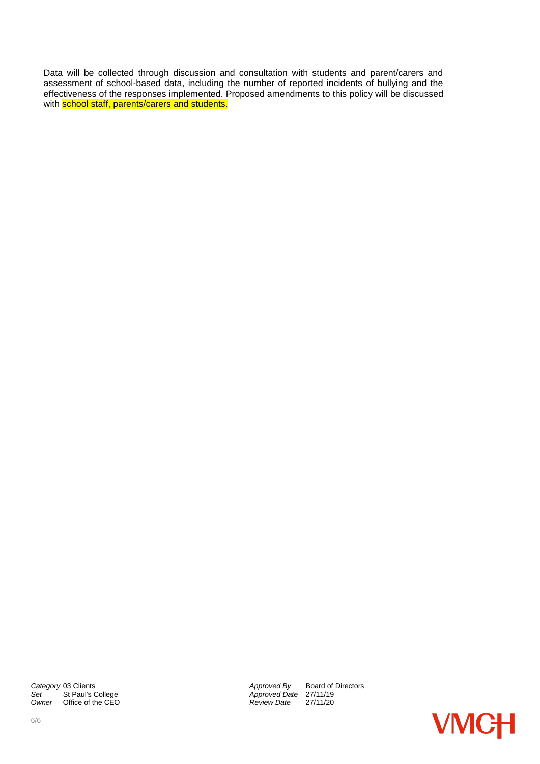Data will be collected through discussion and consultation with students and parent/carers and assessment of school-based data, including the number of reported incidents of bullying and the effectiveness of the responses implemented. Proposed amendments to this policy will be discussed with school staff, parents/carers and students.